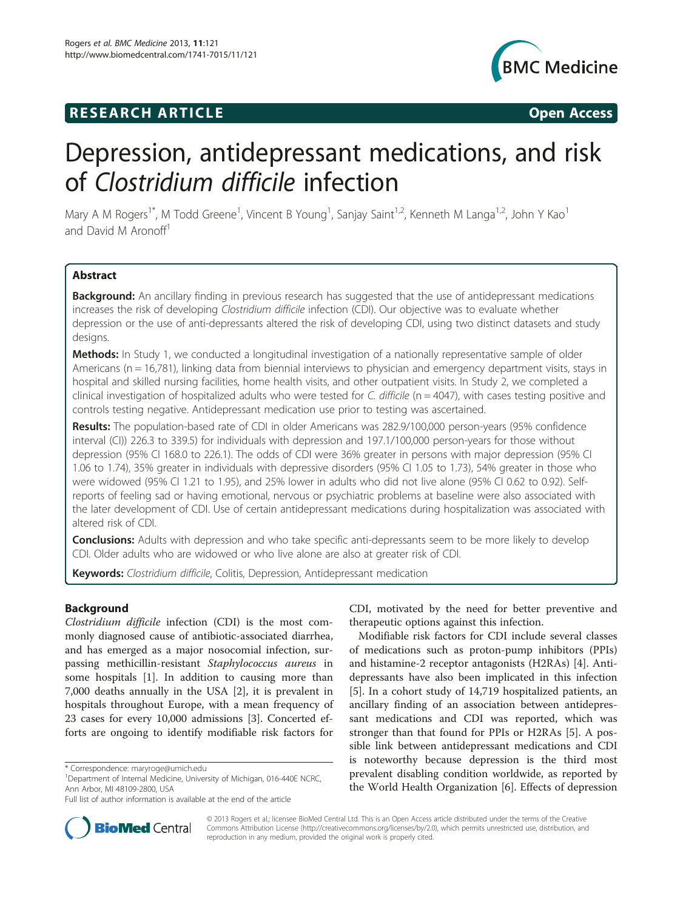# RESEARCH ARTICLE

Open Access

# Depression, antidepressant medications, and risk of *Clostridium difficile* infection

Mary A M Rogers[1*], M Todd Greene[1], Vincent B Young[1], Sanjay Saint[1,2], Kenneth M Langa[1,2], John Y Kao[1] and David M Aronoff[1]

## Abstract

**Background:** An ancillary finding in previous research has suggested that the use of antidepressant medications increases the risk of developing *Clostridium difficile* infection (CDI). Our objective was to evaluate whether depression or the use of anti-depressants altered the risk of developing CDI, using two distinct datasets and study designs.

**Methods:** In Study 1, we conducted a longitudinal investigation of a nationally representative sample of older Americans (n = 16,781), linking data from biennial interviews to physician and emergency department visits, stays in hospital and skilled nursing facilities, home health visits, and other outpatient visits. In Study 2, we completed a clinical investigation of hospitalized adults who were tested for *C. difficile* (n = 4047), with cases testing positive and controls testing negative. Antidepressant medication use prior to testing was ascertained.

**Results:** The population-based rate of CDI in older Americans was 282.9/100,000 person-years (95% confidence interval (CI)) 226.3 to 339.5) for individuals with depression and 197.1/100,000 person-years for those without depression (95% CI 168.0 to 226.1). The odds of CDI were 36% greater in persons with major depression (95% CI 1.06 to 1.74), 35% greater in individuals with depressive disorders (95% CI 1.05 to 1.73), 54% greater in those who were widowed (95% CI 1.21 to 1.95), and 25% lower in adults who did not live alone (95% CI 0.62 to 0.92). Self-reports of feeling sad or having emotional, nervous or psychiatric problems at baseline were also associated with the later development of CDI. Use of certain antidepressant medications during hospitalization was associated with altered risk of CDI.

**Conclusions:** Adults with depression and who take specific anti-depressants seem to be more likely to develop CDI. Older adults who are widowed or who live alone are also at greater risk of CDI.

**Keywords:** *Clostridium difficile*, Colitis, Depression, Antidepressant medication

## Background

*Clostridium difficile* infection (CDI) is the most commonly diagnosed cause of antibiotic-associated diarrhea, and has emerged as a major nosocomial infection, surpassing methicillin-resistant *Staphylococcus aureus* in some hospitals [1]. In addition to causing more than 7,000 deaths annually in the USA [2], it is prevalent in hospitals throughout Europe, with a mean frequency of 23 cases for every 10,000 admissions [3]. Concerted efforts are ongoing to identify modifiable risk factors for CDI, motivated by the need for better preventive and therapeutic options against this infection.

Modifiable risk factors for CDI include several classes of medications such as proton-pump inhibitors (PPIs) and histamine-2 receptor antagonists (H2RAs) [4]. Antidepressants have also been implicated in this infection [5]. In a cohort study of 14,719 hospitalized patients, an ancillary finding of an association between antidepressant medications and CDI was reported, which was stronger than that found for PPIs or H2RAs [5]. A possible link between antidepressant medications and CDI is noteworthy because depression is the third most prevalent disabling condition worldwide, as reported by the World Health Organization [6]. Effects of depression

\* Correspondence: maryroge@umich.edu

[1]Department of Internal Medicine, University of Michigan, 016-440E NCRC, Ann Arbor, MI 48109-2800, USA

Full list of author information is available at the end of the article

© 2013 Rogers et al.; licensee BioMed Central Ltd. This is an Open Access article distributed under the terms of the Creative Commons Attribution License (http://creativecommons.org/licenses/by/2.0), which permits unrestricted use, distribution, and reproduction in any medium, provided the original work is properly cited.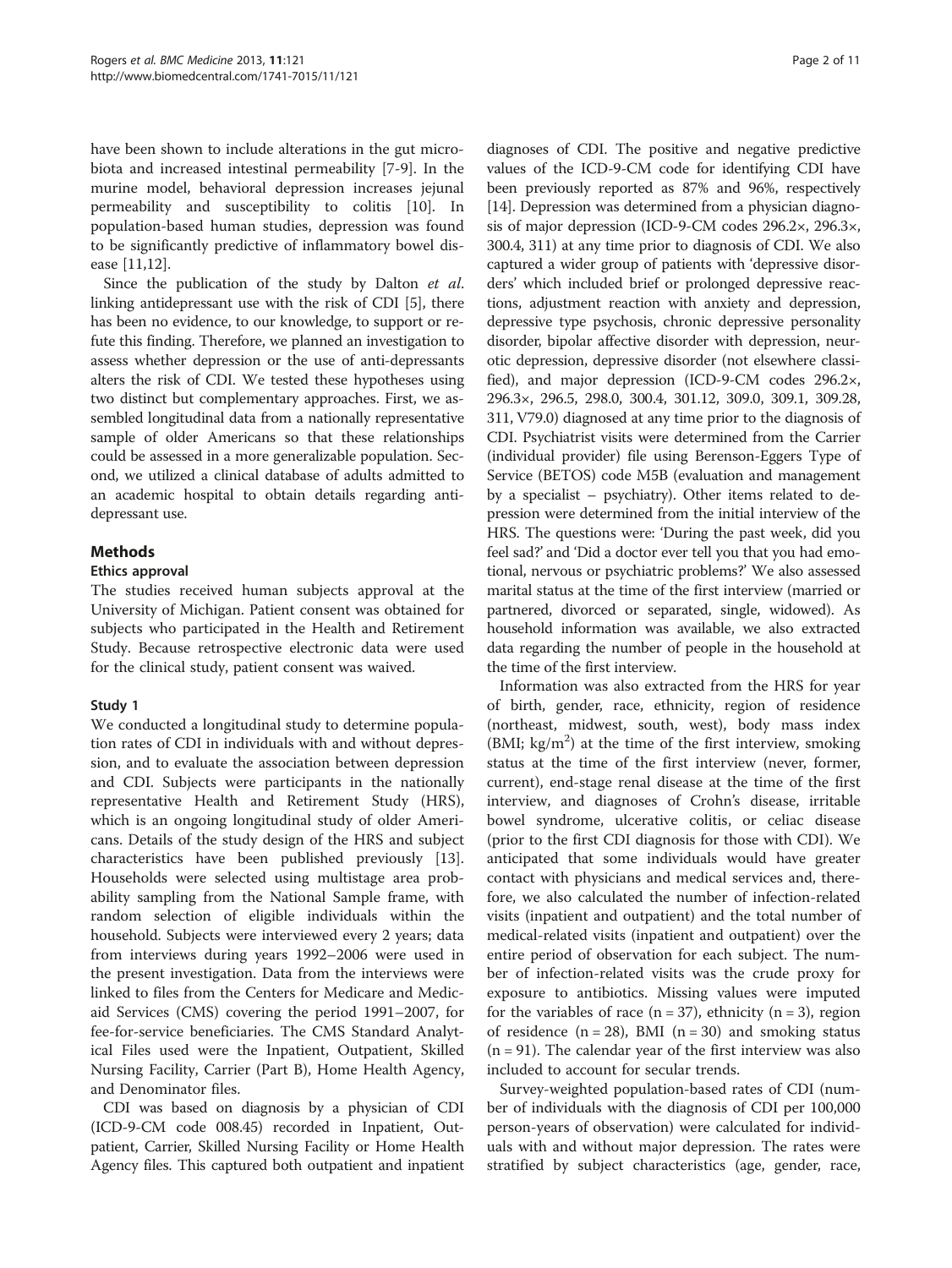have been shown to include alterations in the gut microbiota and increased intestinal permeability [7-9]. In the murine model, behavioral depression increases jejunal permeability and susceptibility to colitis [10]. In population-based human studies, depression was found to be significantly predictive of inflammatory bowel disease [11,12].

Since the publication of the study by Dalton *et al.* linking antidepressant use with the risk of CDI [5], there has been no evidence, to our knowledge, to support or refute this finding. Therefore, we planned an investigation to assess whether depression or the use of anti-depressants alters the risk of CDI. We tested these hypotheses using two distinct but complementary approaches. First, we assembled longitudinal data from a nationally representative sample of older Americans so that these relationships could be assessed in a more generalizable population. Second, we utilized a clinical database of adults admitted to an academic hospital to obtain details regarding antidepressant use.

## Methods

### Ethics approval

The studies received human subjects approval at the University of Michigan. Patient consent was obtained for subjects who participated in the Health and Retirement Study. Because retrospective electronic data were used for the clinical study, patient consent was waived.

### Study 1

We conducted a longitudinal study to determine population rates of CDI in individuals with and without depression, and to evaluate the association between depression and CDI. Subjects were participants in the nationally representative Health and Retirement Study (HRS), which is an ongoing longitudinal study of older Americans. Details of the study design of the HRS and subject characteristics have been published previously [13]. Households were selected using multistage area probability sampling from the National Sample frame, with random selection of eligible individuals within the household. Subjects were interviewed every 2 years; data from interviews during years 1992–2006 were used in the present investigation. Data from the interviews were linked to files from the Centers for Medicare and Medicaid Services (CMS) covering the period 1991–2007, for fee-for-service beneficiaries. The CMS Standard Analytical Files used were the Inpatient, Outpatient, Skilled Nursing Facility, Carrier (Part B), Home Health Agency, and Denominator files.

CDI was based on diagnosis by a physician of CDI (ICD-9-CM code 008.45) recorded in Inpatient, Outpatient, Carrier, Skilled Nursing Facility or Home Health Agency files. This captured both outpatient and inpatient diagnoses of CDI. The positive and negative predictive values of the ICD-9-CM code for identifying CDI have been previously reported as 87% and 96%, respectively [14]. Depression was determined from a physician diagnosis of major depression (ICD-9-CM codes 296.2×, 296.3×, 300.4, 311) at any time prior to diagnosis of CDI. We also captured a wider group of patients with 'depressive disorders' which included brief or prolonged depressive reactions, adjustment reaction with anxiety and depression, depressive type psychosis, chronic depressive personality disorder, bipolar affective disorder with depression, neurotic depression, depressive disorder (not elsewhere classified), and major depression (ICD-9-CM codes 296.2×, 296.3×, 296.5, 298.0, 300.4, 301.12, 309.0, 309.1, 309.28, 311, V79.0) diagnosed at any time prior to the diagnosis of CDI. Psychiatrist visits were determined from the Carrier (individual provider) file using Berenson-Eggers Type of Service (BETOS) code M5B (evaluation and management by a specialist – psychiatry). Other items related to depression were determined from the initial interview of the HRS. The questions were: 'During the past week, did you feel sad?' and 'Did a doctor ever tell you that you had emotional, nervous or psychiatric problems?' We also assessed marital status at the time of the first interview (married or partnered, divorced or separated, single, widowed). As household information was available, we also extracted data regarding the number of people in the household at the time of the first interview.

Information was also extracted from the HRS for year of birth, gender, race, ethnicity, region of residence (northeast, midwest, south, west), body mass index (BMI; $kg/m^2$) at the time of the first interview, smoking status at the time of the first interview (never, former, current), end-stage renal disease at the time of the first interview, and diagnoses of Crohn's disease, irritable bowel syndrome, ulcerative colitis, or celiac disease (prior to the first CDI diagnosis for those with CDI). We anticipated that some individuals would have greater contact with physicians and medical services and, therefore, we also calculated the number of infection-related visits (inpatient and outpatient) and the total number of medical-related visits (inpatient and outpatient) over the entire period of observation for each subject. The number of infection-related visits was the crude proxy for exposure to antibiotics. Missing values were imputed for the variables of race ($n = 37$), ethnicity ($n = 3$), region of residence ($n = 28$), BMI ($n = 30$) and smoking status ($n = 91$). The calendar year of the first interview was also included to account for secular trends.

Survey-weighted population-based rates of CDI (number of individuals with the diagnosis of CDI per 100,000 person-years of observation) were calculated for individuals with and without major depression. The rates were stratified by subject characteristics (age, gender, race,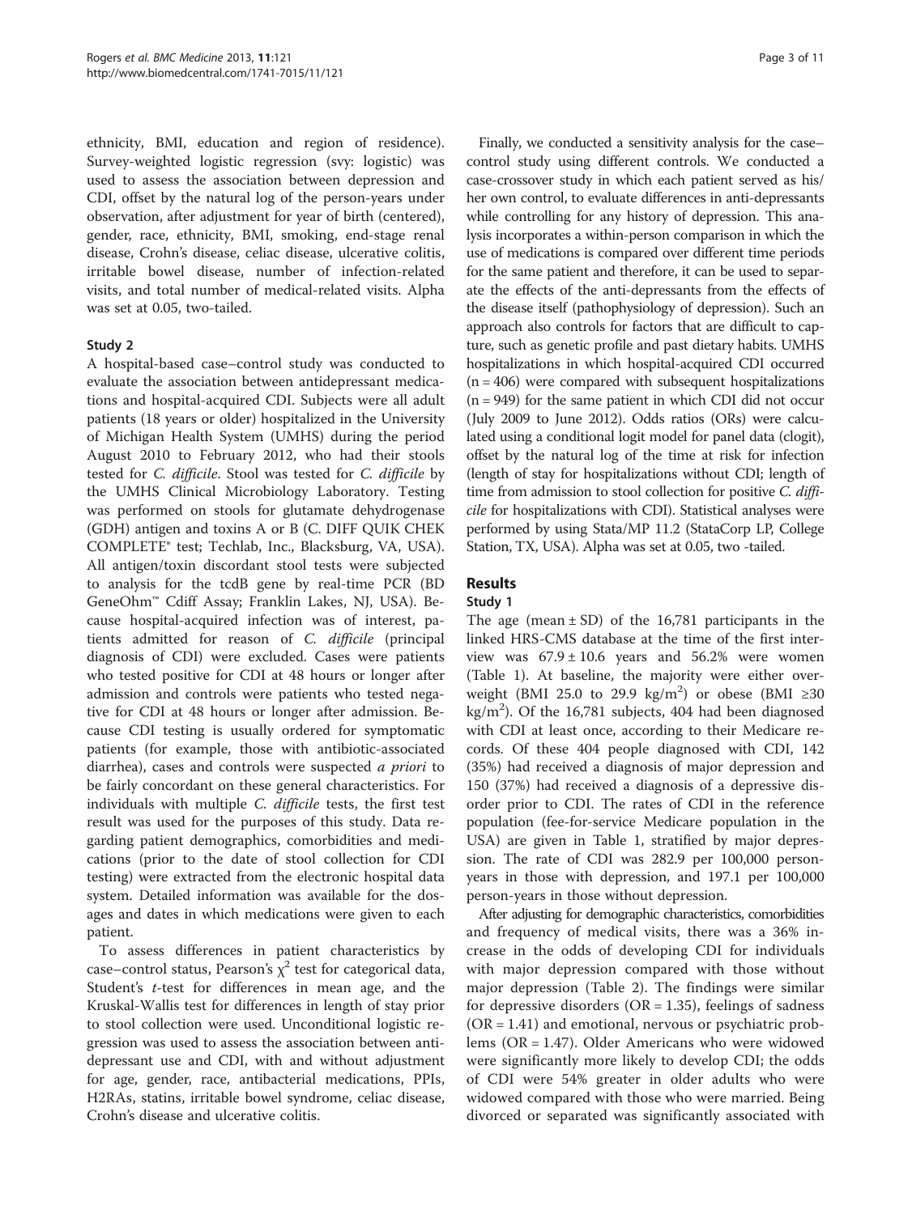ethnicity, BMI, education and region of residence). Survey-weighted logistic regression (svy: logistic) was used to assess the association between depression and CDI, offset by the natural log of the person-years under observation, after adjustment for year of birth (centered), gender, race, ethnicity, BMI, smoking, end-stage renal disease, Crohn's disease, celiac disease, ulcerative colitis, irritable bowel disease, number of infection-related visits, and total number of medical-related visits. Alpha was set at 0.05, two-tailed.

### Study 2

A hospital-based case–control study was conducted to evaluate the association between antidepressant medications and hospital-acquired CDI. Subjects were all adult patients (18 years or older) hospitalized in the University of Michigan Health System (UMHS) during the period August 2010 to February 2012, who had their stools tested for *C. difficile*. Stool was tested for *C. difficile* by the UMHS Clinical Microbiology Laboratory. Testing was performed on stools for glutamate dehydrogenase (GDH) antigen and toxins A or B (C. DIFF QUIK CHEK COMPLETE® test; Techlab, Inc., Blacksburg, VA, USA). All antigen/toxin discordant stool tests were subjected to analysis for the tcdB gene by real-time PCR (BD GeneOhm™ Cdiff Assay; Franklin Lakes, NJ, USA). Because hospital-acquired infection was of interest, patients admitted for reason of *C. difficile* (principal diagnosis of CDI) were excluded. Cases were patients who tested positive for CDI at 48 hours or longer after admission and controls were patients who tested negative for CDI at 48 hours or longer after admission. Because CDI testing is usually ordered for symptomatic patients (for example, those with antibiotic-associated diarrhea), cases and controls were suspected *a priori* to be fairly concordant on these general characteristics. For individuals with multiple *C. difficile* tests, the first test result was used for the purposes of this study. Data regarding patient demographics, comorbidities and medications (prior to the date of stool collection for CDI testing) were extracted from the electronic hospital data system. Detailed information was available for the dosages and dates in which medications were given to each patient.

To assess differences in patient characteristics by case–control status, Pearson's $\chi^2$ test for categorical data, Student's *t*-test for differences in mean age, and the Kruskal-Wallis test for differences in length of stay prior to stool collection were used. Unconditional logistic regression was used to assess the association between antidepressant use and CDI, with and without adjustment for age, gender, race, antibacterial medications, PPIs, H2RAs, statins, irritable bowel syndrome, celiac disease, Crohn's disease and ulcerative colitis.

Finally, we conducted a sensitivity analysis for the case–control study using different controls. We conducted a case-crossover study in which each patient served as his/her own control, to evaluate differences in anti-depressants while controlling for any history of depression. This analysis incorporates a within-person comparison in which the use of medications is compared over different time periods for the same patient and therefore, it can be used to separate the effects of the anti-depressants from the effects of the disease itself (pathophysiology of depression). Such an approach also controls for factors that are difficult to capture, such as genetic profile and past dietary habits. UMHS hospitalizations in which hospital-acquired CDI occurred (n = 406) were compared with subsequent hospitalizations (n = 949) for the same patient in which CDI did not occur (July 2009 to June 2012). Odds ratios (ORs) were calculated using a conditional logit model for panel data (clogit), offset by the natural log of the time at risk for infection (length of stay for hospitalizations without CDI; length of time from admission to stool collection for positive *C. difficile* for hospitalizations with CDI). Statistical analyses were performed by using Stata/MP 11.2 (StataCorp LP, College Station, TX, USA). Alpha was set at 0.05, two -tailed.

## Results

### Study 1

The age (mean ± SD) of the 16,781 participants in the linked HRS-CMS database at the time of the first interview was 67.9 ± 10.6 years and 56.2% were women (Table 1). At baseline, the majority were either overweight (BMI 25.0 to 29.9 kg/m$^2$) or obese (BMI ≥30 kg/m$^2$). Of the 16,781 subjects, 404 had been diagnosed with CDI at least once, according to their Medicare records. Of these 404 people diagnosed with CDI, 142 (35%) had received a diagnosis of major depression and 150 (37%) had received a diagnosis of a depressive disorder prior to CDI. The rates of CDI in the reference population (fee-for-service Medicare population in the USA) are given in Table 1, stratified by major depression. The rate of CDI was 282.9 per 100,000 person-years in those with depression, and 197.1 per 100,000 person-years in those without depression.

After adjusting for demographic characteristics, comorbidities and frequency of medical visits, there was a 36% increase in the odds of developing CDI for individuals with major depression compared with those without major depression (Table 2). The findings were similar for depressive disorders (OR = 1.35), feelings of sadness (OR = 1.41) and emotional, nervous or psychiatric problems (OR = 1.47). Older Americans who were widowed were significantly more likely to develop CDI; the odds of CDI were 54% greater in older adults who were widowed compared with those who were married. Being divorced or separated was significantly associated with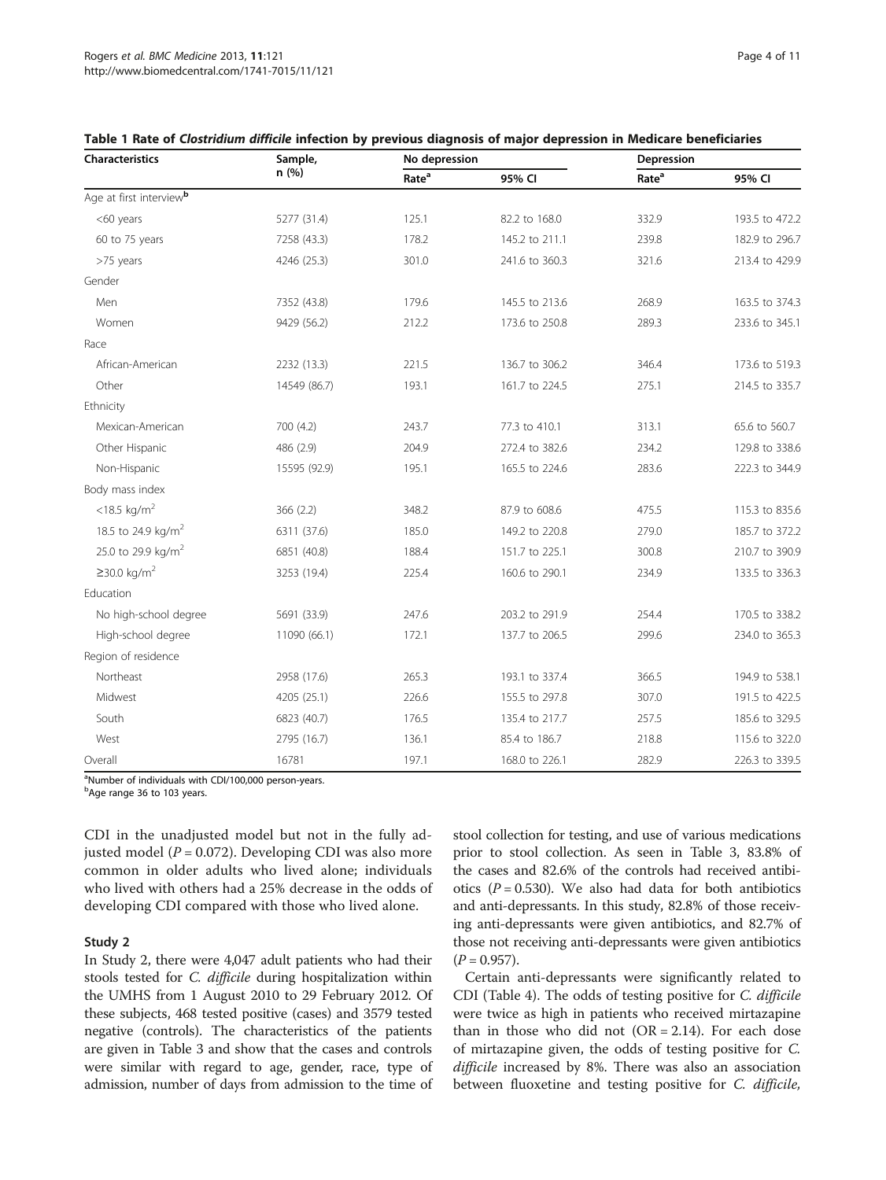**Table 1 Rate of *Clostridium difficile* infection by previous diagnosis of major depression in Medicare beneficiaries**

| Characteristics | Sample, n (%) | No depression | | Depression | |
|---|---|---|---|---|---|
| | | Rate[a] | 95% CI | Rate[a] | 95% CI |
| Age at first interview[b] | | | | | |
| <60 years | 5277 (31.4) | 125.1 | 82.2 to 168.0 | 332.9 | 193.5 to 472.2 |
| 60 to 75 years | 7258 (43.3) | 178.2 | 145.2 to 211.1 | 239.8 | 182.9 to 296.7 |
| >75 years | 4246 (25.3) | 301.0 | 241.6 to 360.3 | 321.6 | 213.4 to 429.9 |
| Gender | | | | | |
| Men | 7352 (43.8) | 179.6 | 145.5 to 213.6 | 268.9 | 163.5 to 374.3 |
| Women | 9429 (56.2) | 212.2 | 173.6 to 250.8 | 289.3 | 233.6 to 345.1 |
| Race | | | | | |
| African-American | 2232 (13.3) | 221.5 | 136.7 to 306.2 | 346.4 | 173.6 to 519.3 |
| Other | 14549 (86.7) | 193.1 | 161.7 to 224.5 | 275.1 | 214.5 to 335.7 |
| Ethnicity | | | | | |
| Mexican-American | 700 (4.2) | 243.7 | 77.3 to 410.1 | 313.1 | 65.6 to 560.7 |
| Other Hispanic | 486 (2.9) | 204.9 | 272.4 to 382.6 | 234.2 | 129.8 to 338.6 |
| Non-Hispanic | 15595 (92.9) | 195.1 | 165.5 to 224.6 | 283.6 | 222.3 to 344.9 |
| Body mass index | | | | | |
| <18.5 kg/m$^2$ | 366 (2.2) | 348.2 | 87.9 to 608.6 | 475.5 | 115.3 to 835.6 |
| 18.5 to 24.9 kg/m$^2$ | 6311 (37.6) | 185.0 | 149.2 to 220.8 | 279.0 | 185.7 to 372.2 |
| 25.0 to 29.9 kg/m$^2$ | 6851 (40.8) | 188.4 | 151.7 to 225.1 | 300.8 | 210.7 to 390.9 |
| ≥30.0 kg/m$^2$ | 3253 (19.4) | 225.4 | 160.6 to 290.1 | 234.9 | 133.5 to 336.3 |
| Education | | | | | |
| No high-school degree | 5691 (33.9) | 247.6 | 203.2 to 291.9 | 254.4 | 170.5 to 338.2 |
| High-school degree | 11090 (66.1) | 172.1 | 137.7 to 206.5 | 299.6 | 234.0 to 365.3 |
| Region of residence | | | | | |
| Northeast | 2958 (17.6) | 265.3 | 193.1 to 337.4 | 366.5 | 194.9 to 538.1 |
| Midwest | 4205 (25.1) | 226.6 | 155.5 to 297.8 | 307.0 | 191.5 to 422.5 |
| South | 6823 (40.7) | 176.5 | 135.4 to 217.7 | 257.5 | 185.6 to 329.5 |
| West | 2795 (16.7) | 136.1 | 85.4 to 186.7 | 218.8 | 115.6 to 322.0 |
| Overall | 16781 | 197.1 | 168.0 to 226.1 | 282.9 | 226.3 to 339.5 |

[a]Number of individuals with CDI/100,000 person-years.
[b]Age range 36 to 103 years.

CDI in the unadjusted model but not in the fully adjusted model ($P = 0.072$). Developing CDI was also more common in older adults who lived alone; individuals who lived with others had a 25% decrease in the odds of developing CDI compared with those who lived alone.

### Study 2

In Study 2, there were 4,047 adult patients who had their stools tested for *C. difficile* during hospitalization within the UMHS from 1 August 2010 to 29 February 2012. Of these subjects, 468 tested positive (cases) and 3579 tested negative (controls). The characteristics of the patients are given in Table 3 and show that the cases and controls were similar with regard to age, gender, race, type of admission, number of days from admission to the time of stool collection for testing, and use of various medications prior to stool collection. As seen in Table 3, 83.8% of the cases and 82.6% of the controls had received antibiotics ($P = 0.530$). We also had data for both antibiotics and anti-depressants. In this study, 82.8% of those receiving anti-depressants were given antibiotics, and 82.7% of those not receiving anti-depressants were given antibiotics ($P = 0.957$).

Certain anti-depressants were significantly related to CDI (Table 4). The odds of testing positive for *C. difficile* were twice as high in patients who received mirtazapine than in those who did not (OR = 2.14). For each dose of mirtazapine given, the odds of testing positive for *C. difficile* increased by 8%. There was also an association between fluoxetine and testing positive for *C. difficile*,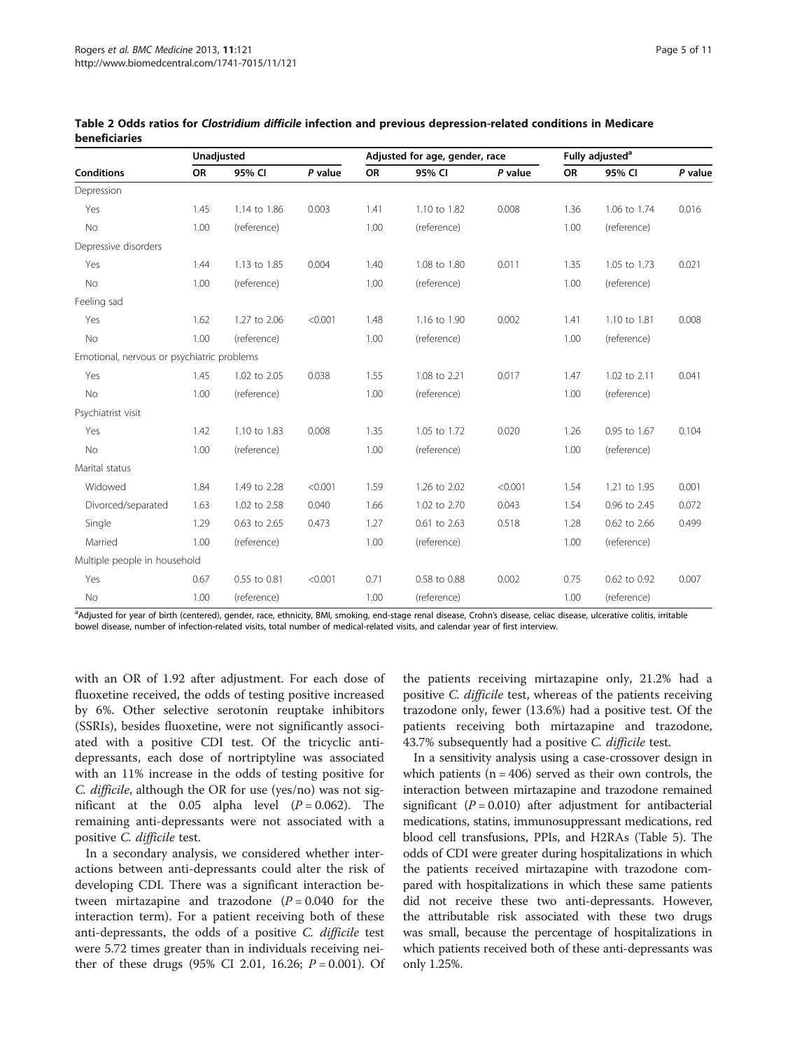**Table 2 Odds ratios for *Clostridium difficile* infection and previous depression-related conditions in Medicare beneficiaries**

| | Unadjusted | | | Adjusted for age, gender, race | | | Fully adjusted[a] | | |
|---|---|---|---|---|---|---|---|---|---|
| **Conditions** | **OR** | **95% CI** | ***P* value** | **OR** | **95% CI** | ***P* value** | **OR** | **95% CI** | ***P* value** |
| Depression | | | | | | | | | |
| Yes | 1.45 | 1.14 to 1.86 | 0.003 | 1.41 | 1.10 to 1.82 | 0.008 | 1.36 | 1.06 to 1.74 | 0.016 |
| No | 1.00 | (reference) | | 1.00 | (reference) | | 1.00 | (reference) | |
| Depressive disorders | | | | | | | | | |
| Yes | 1.44 | 1.13 to 1.85 | 0.004 | 1.40 | 1.08 to 1.80 | 0.011 | 1.35 | 1.05 to 1.73 | 0.021 |
| No | 1.00 | (reference) | | 1.00 | (reference) | | 1.00 | (reference) | |
| Feeling sad | | | | | | | | | |
| Yes | 1.62 | 1.27 to 2.06 | <0.001 | 1.48 | 1.16 to 1.90 | 0.002 | 1.41 | 1.10 to 1.81 | 0.008 |
| No | 1.00 | (reference) | | 1.00 | (reference) | | 1.00 | (reference) | |
| Emotional, nervous or psychiatric problems | | | | | | | | | |
| Yes | 1.45 | 1.02 to 2.05 | 0.038 | 1.55 | 1.08 to 2.21 | 0.017 | 1.47 | 1.02 to 2.11 | 0.041 |
| No | 1.00 | (reference) | | 1.00 | (reference) | | 1.00 | (reference) | |
| Psychiatrist visit | | | | | | | | | |
| Yes | 1.42 | 1.10 to 1.83 | 0.008 | 1.35 | 1.05 to 1.72 | 0.020 | 1.26 | 0.95 to 1.67 | 0.104 |
| No | 1.00 | (reference) | | 1.00 | (reference) | | 1.00 | (reference) | |
| Marital status | | | | | | | | | |
| Widowed | 1.84 | 1.49 to 2.28 | <0.001 | 1.59 | 1.26 to 2.02 | <0.001 | 1.54 | 1.21 to 1.95 | 0.001 |
| Divorced/separated | 1.63 | 1.02 to 2.58 | 0.040 | 1.66 | 1.02 to 2.70 | 0.043 | 1.54 | 0.96 to 2.45 | 0.072 |
| Single | 1.29 | 0.63 to 2.65 | 0.473 | 1.27 | 0.61 to 2.63 | 0.518 | 1.28 | 0.62 to 2.66 | 0.499 |
| Married | 1.00 | (reference) | | 1.00 | (reference) | | 1.00 | (reference) | |
| Multiple people in household | | | | | | | | | |
| Yes | 0.67 | 0.55 to 0.81 | <0.001 | 0.71 | 0.58 to 0.88 | 0.002 | 0.75 | 0.62 to 0.92 | 0.007 |
| No | 1.00 | (reference) | | 1.00 | (reference) | | 1.00 | (reference) | |

[a]Adjusted for year of birth (centered), gender, race, ethnicity, BMI, smoking, end-stage renal disease, Crohn's disease, celiac disease, ulcerative colitis, irritable bowel disease, number of infection-related visits, total number of medical-related visits, and calendar year of first interview.

with an OR of 1.92 after adjustment. For each dose of fluoxetine received, the odds of testing positive increased by 6%. Other selective serotonin reuptake inhibitors (SSRIs), besides fluoxetine, were not significantly associated with a positive CDI test. Of the tricyclic anti-depressants, each dose of nortriptyline was associated with an 11% increase in the odds of testing positive for *C. difficile*, although the OR for use (yes/no) was not significant at the 0.05 alpha level ($P = 0.062$). The remaining anti-depressants were not associated with a positive *C. difficile* test.

In a secondary analysis, we considered whether interactions between anti-depressants could alter the risk of developing CDI. There was a significant interaction between mirtazapine and trazodone ($P = 0.040$ for the interaction term). For a patient receiving both of these anti-depressants, the odds of a positive *C. difficile* test were 5.72 times greater than in individuals receiving neither of these drugs (95% CI 2.01, 16.26; $P = 0.001$). Of the patients receiving mirtazapine only, 21.2% had a positive *C. difficile* test, whereas of the patients receiving trazodone only, fewer (13.6%) had a positive test. Of the patients receiving both mirtazapine and trazodone, 43.7% subsequently had a positive *C. difficile* test.

In a sensitivity analysis using a case-crossover design in which patients ($n = 406$) served as their own controls, the interaction between mirtazapine and trazodone remained significant ($P = 0.010$) after adjustment for antibacterial medications, statins, immunosuppressant medications, red blood cell transfusions, PPIs, and H2RAs (Table 5). The odds of CDI were greater during hospitalizations in which the patients received mirtazapine with trazodone compared with hospitalizations in which these same patients did not receive these two anti-depressants. However, the attributable risk associated with these two drugs was small, because the percentage of hospitalizations in which patients received both of these anti-depressants was only 1.25%.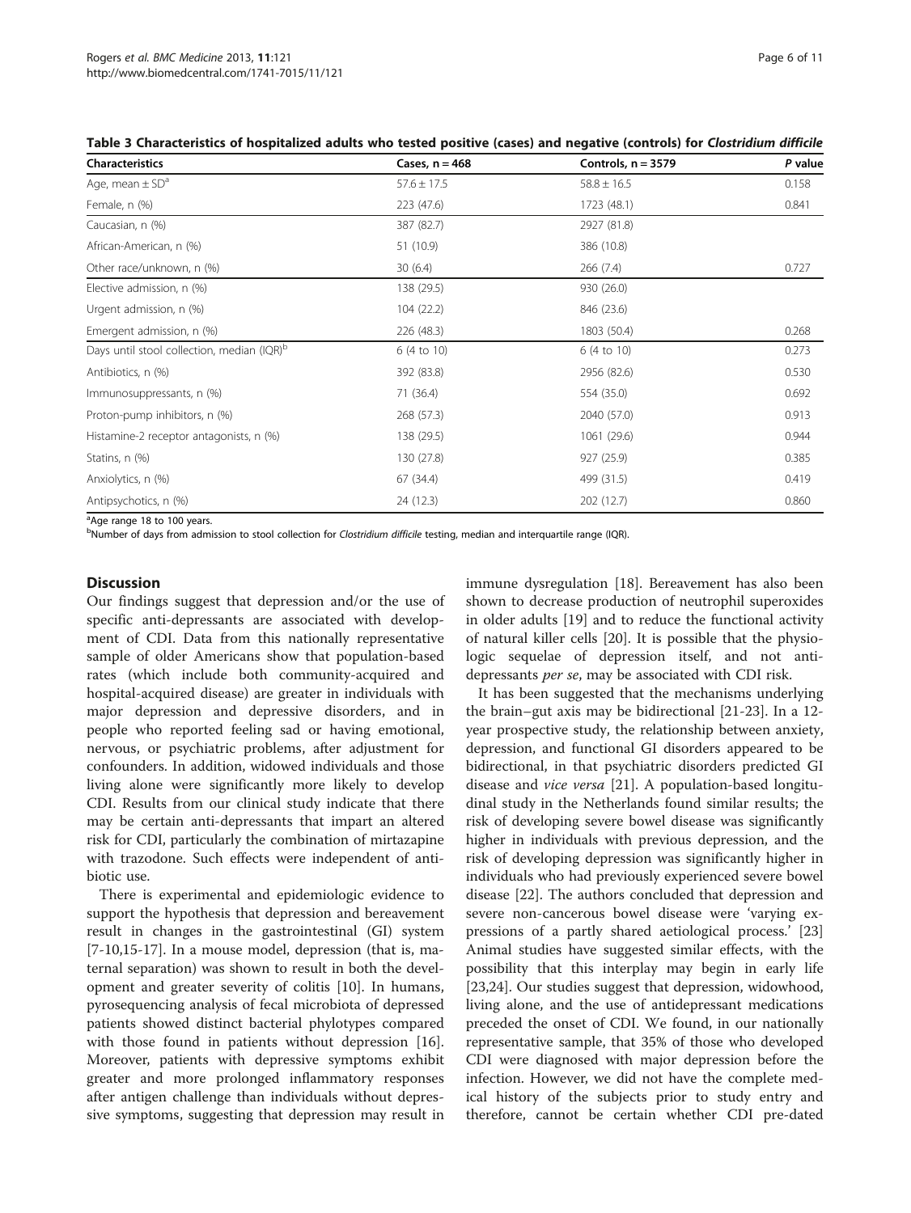Table 3 Characteristics of hospitalized adults who tested positive (cases) and negative (controls) for *Clostridium difficile*

| Characteristics | Cases, n = 468 | Controls, n = 3579 | P value |
|---|---|---|---|
| Age, mean ± SD[a] | 57.6 ± 17.5 | 58.8 ± 16.5 | 0.158 |
| Female, n (%) | 223 (47.6) | 1723 (48.1) | 0.841 |
| Caucasian, n (%) | 387 (82.7) | 2927 (81.8) | |
| African-American, n (%) | 51 (10.9) | 386 (10.8) | |
| Other race/unknown, n (%) | 30 (6.4) | 266 (7.4) | 0.727 |
| Elective admission, n (%) | 138 (29.5) | 930 (26.0) | |
| Urgent admission, n (%) | 104 (22.2) | 846 (23.6) | |
| Emergent admission, n (%) | 226 (48.3) | 1803 (50.4) | 0.268 |
| Days until stool collection, median (IQR)[b] | 6 (4 to 10) | 6 (4 to 10) | 0.273 |
| Antibiotics, n (%) | 392 (83.8) | 2956 (82.6) | 0.530 |
| Immunosuppressants, n (%) | 71 (36.4) | 554 (35.0) | 0.692 |
| Proton-pump inhibitors, n (%) | 268 (57.3) | 2040 (57.0) | 0.913 |
| Histamine-2 receptor antagonists, n (%) | 138 (29.5) | 1061 (29.6) | 0.944 |
| Statins, n (%) | 130 (27.8) | 927 (25.9) | 0.385 |
| Anxiolytics, n (%) | 67 (34.4) | 499 (31.5) | 0.419 |
| Antipsychotics, n (%) | 24 (12.3) | 202 (12.7) | 0.860 |

[a]Age range 18 to 100 years.
[b]Number of days from admission to stool collection for *Clostridium difficile* testing, median and interquartile range (IQR).

## Discussion

Our findings suggest that depression and/or the use of specific anti-depressants are associated with development of CDI. Data from this nationally representative sample of older Americans show that population-based rates (which include both community-acquired and hospital-acquired disease) are greater in individuals with major depression and depressive disorders, and in people who reported feeling sad or having emotional, nervous, or psychiatric problems, after adjustment for confounders. In addition, widowed individuals and those living alone were significantly more likely to develop CDI. Results from our clinical study indicate that there may be certain anti-depressants that impart an altered risk for CDI, particularly the combination of mirtazapine with trazodone. Such effects were independent of antibiotic use.

There is experimental and epidemiologic evidence to support the hypothesis that depression and bereavement result in changes in the gastrointestinal (GI) system [7-10,15-17]. In a mouse model, depression (that is, maternal separation) was shown to result in both the development and greater severity of colitis [10]. In humans, pyrosequencing analysis of fecal microbiota of depressed patients showed distinct bacterial phylotypes compared with those found in patients without depression [16]. Moreover, patients with depressive symptoms exhibit greater and more prolonged inflammatory responses after antigen challenge than individuals without depressive symptoms, suggesting that depression may result in immune dysregulation [18]. Bereavement has also been shown to decrease production of neutrophil superoxides in older adults [19] and to reduce the functional activity of natural killer cells [20]. It is possible that the physiologic sequelae of depression itself, and not anti-depressants *per se*, may be associated with CDI risk.

It has been suggested that the mechanisms underlying the brain–gut axis may be bidirectional [21-23]. In a 12-year prospective study, the relationship between anxiety, depression, and functional GI disorders appeared to be bidirectional, in that psychiatric disorders predicted GI disease and *vice versa* [21]. A population-based longitudinal study in the Netherlands found similar results; the risk of developing severe bowel disease was significantly higher in individuals with previous depression, and the risk of developing depression was significantly higher in individuals who had previously experienced severe bowel disease [22]. The authors concluded that depression and severe non-cancerous bowel disease were 'varying expressions of a partly shared aetiological process.' [23] Animal studies have suggested similar effects, with the possibility that this interplay may begin in early life [23,24]. Our studies suggest that depression, widowhood, living alone, and the use of antidepressant medications preceded the onset of CDI. We found, in our nationally representative sample, that 35% of those who developed CDI were diagnosed with major depression before the infection. However, we did not have the complete medical history of the subjects prior to study entry and therefore, cannot be certain whether CDI pre-dated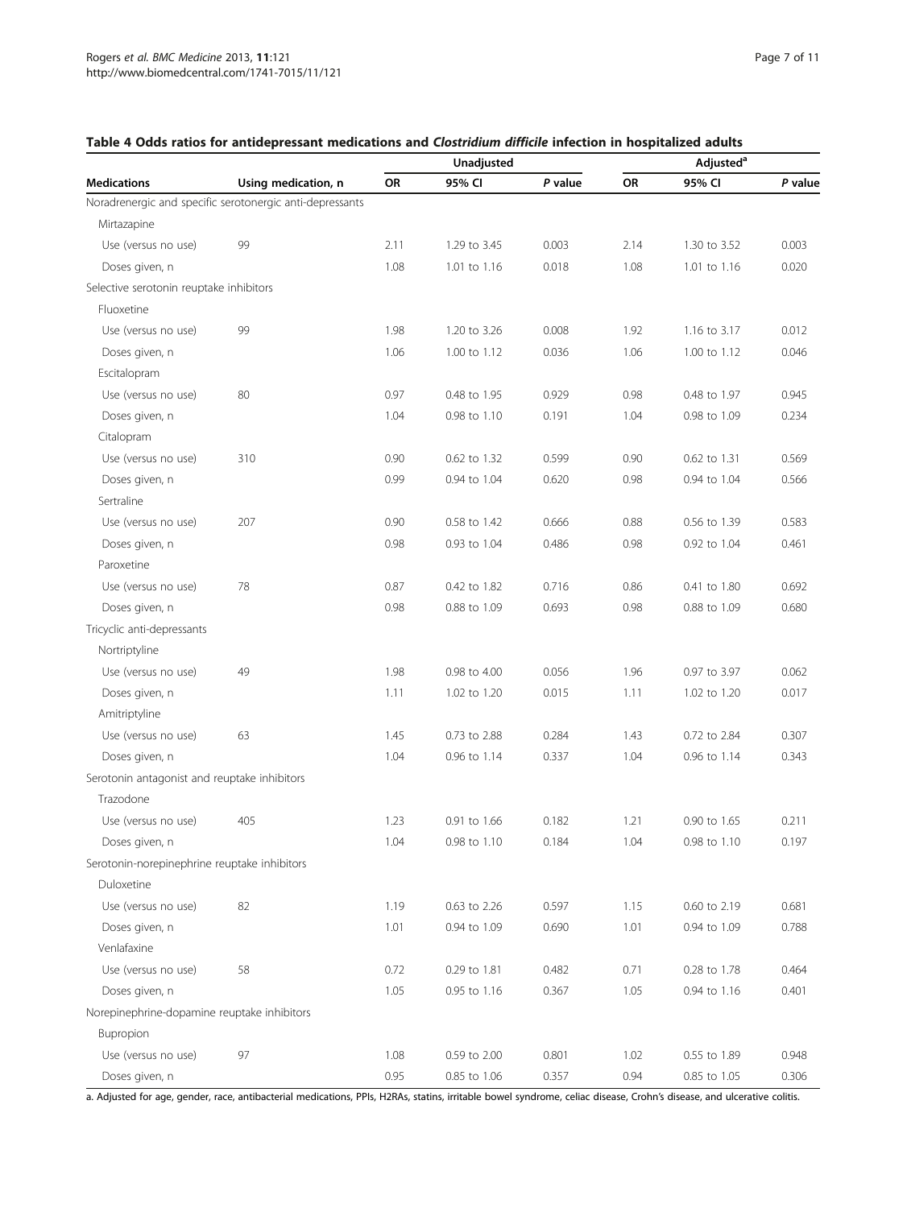**Table 4 Odds ratios for antidepressant medications and *Clostridium difficile* infection in hospitalized adults**

| Medications | Using medication, n | Unadjusted | | | Adjusted[a] | | |
|---|---|---|---|---|---|---|---|
| | | OR | 95% CI | *P* value | OR | 95% CI | *P* value |
| Noradrenergic and specific serotonergic anti-depressants | | | | | | | |
| Mirtazapine | | | | | | | |
| Use (versus no use) | 99 | 2.11 | 1.29 to 3.45 | 0.003 | 2.14 | 1.30 to 3.52 | 0.003 |
| Doses given, n | | 1.08 | 1.01 to 1.16 | 0.018 | 1.08 | 1.01 to 1.16 | 0.020 |
| Selective serotonin reuptake inhibitors | | | | | | | |
| Fluoxetine | | | | | | | |
| Use (versus no use) | 99 | 1.98 | 1.20 to 3.26 | 0.008 | 1.92 | 1.16 to 3.17 | 0.012 |
| Doses given, n | | 1.06 | 1.00 to 1.12 | 0.036 | 1.06 | 1.00 to 1.12 | 0.046 |
| Escitalopram | | | | | | | |
| Use (versus no use) | 80 | 0.97 | 0.48 to 1.95 | 0.929 | 0.98 | 0.48 to 1.97 | 0.945 |
| Doses given, n | | 1.04 | 0.98 to 1.10 | 0.191 | 1.04 | 0.98 to 1.09 | 0.234 |
| Citalopram | | | | | | | |
| Use (versus no use) | 310 | 0.90 | 0.62 to 1.32 | 0.599 | 0.90 | 0.62 to 1.31 | 0.569 |
| Doses given, n | | 0.99 | 0.94 to 1.04 | 0.620 | 0.98 | 0.94 to 1.04 | 0.566 |
| Sertraline | | | | | | | |
| Use (versus no use) | 207 | 0.90 | 0.58 to 1.42 | 0.666 | 0.88 | 0.56 to 1.39 | 0.583 |
| Doses given, n | | 0.98 | 0.93 to 1.04 | 0.486 | 0.98 | 0.92 to 1.04 | 0.461 |
| Paroxetine | | | | | | | |
| Use (versus no use) | 78 | 0.87 | 0.42 to 1.82 | 0.716 | 0.86 | 0.41 to 1.80 | 0.692 |
| Doses given, n | | 0.98 | 0.88 to 1.09 | 0.693 | 0.98 | 0.88 to 1.09 | 0.680 |
| Tricyclic anti-depressants | | | | | | | |
| Nortriptyline | | | | | | | |
| Use (versus no use) | 49 | 1.98 | 0.98 to 4.00 | 0.056 | 1.96 | 0.97 to 3.97 | 0.062 |
| Doses given, n | | 1.11 | 1.02 to 1.20 | 0.015 | 1.11 | 1.02 to 1.20 | 0.017 |
| Amitriptyline | | | | | | | |
| Use (versus no use) | 63 | 1.45 | 0.73 to 2.88 | 0.284 | 1.43 | 0.72 to 2.84 | 0.307 |
| Doses given, n | | 1.04 | 0.96 to 1.14 | 0.337 | 1.04 | 0.96 to 1.14 | 0.343 |
| Serotonin antagonist and reuptake inhibitors | | | | | | | |
| Trazodone | | | | | | | |
| Use (versus no use) | 405 | 1.23 | 0.91 to 1.66 | 0.182 | 1.21 | 0.90 to 1.65 | 0.211 |
| Doses given, n | | 1.04 | 0.98 to 1.10 | 0.184 | 1.04 | 0.98 to 1.10 | 0.197 |
| Serotonin-norepinephrine reuptake inhibitors | | | | | | | |
| Duloxetine | | | | | | | |
| Use (versus no use) | 82 | 1.19 | 0.63 to 2.26 | 0.597 | 1.15 | 0.60 to 2.19 | 0.681 |
| Doses given, n | | 1.01 | 0.94 to 1.09 | 0.690 | 1.01 | 0.94 to 1.09 | 0.788 |
| Venlafaxine | | | | | | | |
| Use (versus no use) | 58 | 0.72 | 0.29 to 1.81 | 0.482 | 0.71 | 0.28 to 1.78 | 0.464 |
| Doses given, n | | 1.05 | 0.95 to 1.16 | 0.367 | 1.05 | 0.94 to 1.16 | 0.401 |
| Norepinephrine-dopamine reuptake inhibitors | | | | | | | |
| Bupropion | | | | | | | |
| Use (versus no use) | 97 | 1.08 | 0.59 to 2.00 | 0.801 | 1.02 | 0.55 to 1.89 | 0.948 |
| Doses given, n | | 0.95 | 0.85 to 1.06 | 0.357 | 0.94 | 0.85 to 1.05 | 0.306 |

a. Adjusted for age, gender, race, antibacterial medications, PPIs, H2RAs, statins, irritable bowel syndrome, celiac disease, Crohn's disease, and ulcerative colitis.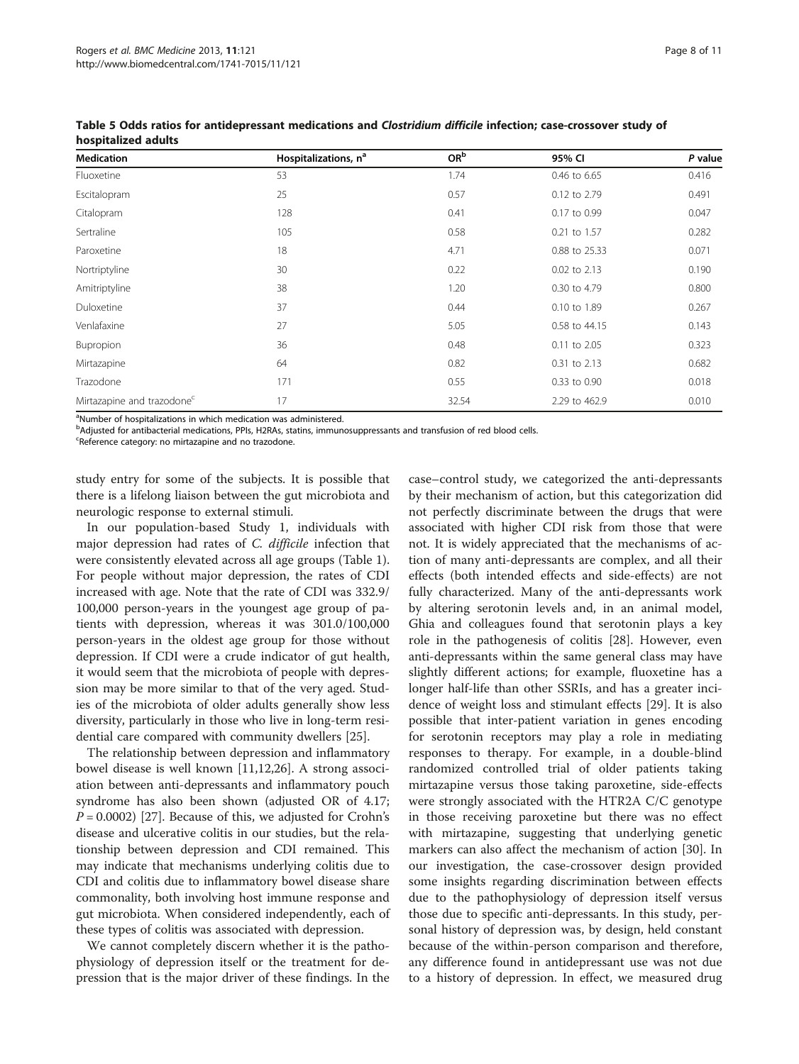**Table 5 Odds ratios for antidepressant medications and *Clostridium difficile* infection; case-crossover study of hospitalized adults**

| Medication | Hospitalizations, n[a] | OR[b] | 95% CI | *P* value |
|---|---|---|---|---|
| Fluoxetine | 53 | 1.74 | 0.46 to 6.65 | 0.416 |
| Escitalopram | 25 | 0.57 | 0.12 to 2.79 | 0.491 |
| Citalopram | 128 | 0.41 | 0.17 to 0.99 | 0.047 |
| Sertraline | 105 | 0.58 | 0.21 to 1.57 | 0.282 |
| Paroxetine | 18 | 4.71 | 0.88 to 25.33 | 0.071 |
| Nortriptyline | 30 | 0.22 | 0.02 to 2.13 | 0.190 |
| Amitriptyline | 38 | 1.20 | 0.30 to 4.79 | 0.800 |
| Duloxetine | 37 | 0.44 | 0.10 to 1.89 | 0.267 |
| Venlafaxine | 27 | 5.05 | 0.58 to 44.15 | 0.143 |
| Bupropion | 36 | 0.48 | 0.11 to 2.05 | 0.323 |
| Mirtazapine | 64 | 0.82 | 0.31 to 2.13 | 0.682 |
| Trazodone | 171 | 0.55 | 0.33 to 0.90 | 0.018 |
| Mirtazapine and trazodone[c] | 17 | 32.54 | 2.29 to 462.9 | 0.010 |

[a]Number of hospitalizations in which medication was administered.
[b]Adjusted for antibacterial medications, PPIs, H2RAs, statins, immunosuppressants and transfusion of red blood cells.
[c]Reference category: no mirtazapine and no trazodone.

study entry for some of the subjects. It is possible that there is a lifelong liaison between the gut microbiota and neurologic response to external stimuli.

In our population-based Study 1, individuals with major depression had rates of *C. difficile* infection that were consistently elevated across all age groups (Table 1). For people without major depression, the rates of CDI increased with age. Note that the rate of CDI was 332.9/100,000 person-years in the youngest age group of patients with depression, whereas it was 301.0/100,000 person-years in the oldest age group for those without depression. If CDI were a crude indicator of gut health, it would seem that the microbiota of people with depression may be more similar to that of the very aged. Studies of the microbiota of older adults generally show less diversity, particularly in those who live in long-term residential care compared with community dwellers [25].

The relationship between depression and inflammatory bowel disease is well known [11,12,26]. A strong association between anti-depressants and inflammatory pouch syndrome has also been shown (adjusted OR of 4.17; $P = 0.0002$) [27]. Because of this, we adjusted for Crohn's disease and ulcerative colitis in our studies, but the relationship between depression and CDI remained. This may indicate that mechanisms underlying colitis due to CDI and colitis due to inflammatory bowel disease share commonality, both involving host immune response and gut microbiota. When considered independently, each of these types of colitis was associated with depression.

We cannot completely discern whether it is the pathophysiology of depression itself or the treatment for depression that is the major driver of these findings. In the case–control study, we categorized the anti-depressants by their mechanism of action, but this categorization did not perfectly discriminate between the drugs that were associated with higher CDI risk from those that were not. It is widely appreciated that the mechanisms of action of many anti-depressants are complex, and all their effects (both intended effects and side-effects) are not fully characterized. Many of the anti-depressants work by altering serotonin levels and, in an animal model, Ghia and colleagues found that serotonin plays a key role in the pathogenesis of colitis [28]. However, even anti-depressants within the same general class may have slightly different actions; for example, fluoxetine has a longer half-life than other SSRIs, and has a greater incidence of weight loss and stimulant effects [29]. It is also possible that inter-patient variation in genes encoding for serotonin receptors may play a role in mediating responses to therapy. For example, in a double-blind randomized controlled trial of older patients taking mirtazapine versus those taking paroxetine, side-effects were strongly associated with the HTR2A C/C genotype in those receiving paroxetine but there was no effect with mirtazapine, suggesting that underlying genetic markers can also affect the mechanism of action [30]. In our investigation, the case-crossover design provided some insights regarding discrimination between effects due to the pathophysiology of depression itself versus those due to specific anti-depressants. In this study, personal history of depression was, by design, held constant because of the within-person comparison and therefore, any difference found in antidepressant use was not due to a history of depression. In effect, we measured drug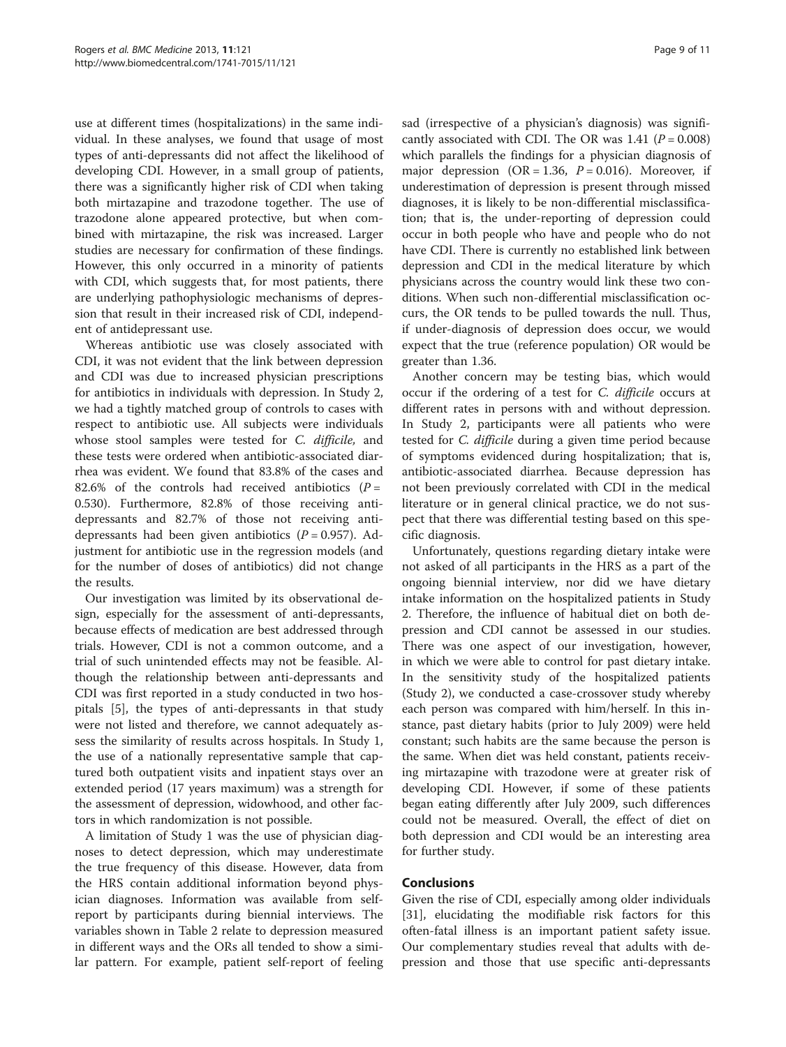use at different times (hospitalizations) in the same individual. In these analyses, we found that usage of most types of anti-depressants did not affect the likelihood of developing CDI. However, in a small group of patients, there was a significantly higher risk of CDI when taking both mirtazapine and trazodone together. The use of trazodone alone appeared protective, but when combined with mirtazapine, the risk was increased. Larger studies are necessary for confirmation of these findings. However, this only occurred in a minority of patients with CDI, which suggests that, for most patients, there are underlying pathophysiologic mechanisms of depression that result in their increased risk of CDI, independent of antidepressant use.

Whereas antibiotic use was closely associated with CDI, it was not evident that the link between depression and CDI was due to increased physician prescriptions for antibiotics in individuals with depression. In Study 2, we had a tightly matched group of controls to cases with respect to antibiotic use. All subjects were individuals whose stool samples were tested for *C. difficile,* and these tests were ordered when antibiotic-associated diarrhea was evident. We found that 83.8% of the cases and 82.6% of the controls had received antibiotics ($P$ = 0.530). Furthermore, 82.8% of those receiving anti-depressants and 82.7% of those not receiving anti-depressants had been given antibiotics ($P$ = 0.957). Adjustment for antibiotic use in the regression models (and for the number of doses of antibiotics) did not change the results.

Our investigation was limited by its observational design, especially for the assessment of anti-depressants, because effects of medication are best addressed through trials. However, CDI is not a common outcome, and a trial of such unintended effects may not be feasible. Although the relationship between anti-depressants and CDI was first reported in a study conducted in two hospitals [5], the types of anti-depressants in that study were not listed and therefore, we cannot adequately assess the similarity of results across hospitals. In Study 1, the use of a nationally representative sample that captured both outpatient visits and inpatient stays over an extended period (17 years maximum) was a strength for the assessment of depression, widowhood, and other factors in which randomization is not possible.

A limitation of Study 1 was the use of physician diagnoses to detect depression, which may underestimate the true frequency of this disease. However, data from the HRS contain additional information beyond physician diagnoses. Information was available from self-report by participants during biennial interviews. The variables shown in Table 2 relate to depression measured in different ways and the ORs all tended to show a similar pattern. For example, patient self-report of feeling sad (irrespective of a physician's diagnosis) was significantly associated with CDI. The OR was 1.41 ($P$ = 0.008) which parallels the findings for a physician diagnosis of major depression (OR = 1.36, $P$ = 0.016). Moreover, if underestimation of depression is present through missed diagnoses, it is likely to be non-differential misclassification; that is, the under-reporting of depression could occur in both people who have and people who do not have CDI. There is currently no established link between depression and CDI in the medical literature by which physicians across the country would link these two conditions. When such non-differential misclassification occurs, the OR tends to be pulled towards the null. Thus, if under-diagnosis of depression does occur, we would expect that the true (reference population) OR would be greater than 1.36.

Another concern may be testing bias, which would occur if the ordering of a test for *C. difficile* occurs at different rates in persons with and without depression. In Study 2, participants were all patients who were tested for *C. difficile* during a given time period because of symptoms evidenced during hospitalization; that is, antibiotic-associated diarrhea. Because depression has not been previously correlated with CDI in the medical literature or in general clinical practice, we do not suspect that there was differential testing based on this specific diagnosis.

Unfortunately, questions regarding dietary intake were not asked of all participants in the HRS as a part of the ongoing biennial interview, nor did we have dietary intake information on the hospitalized patients in Study 2. Therefore, the influence of habitual diet on both depression and CDI cannot be assessed in our studies. There was one aspect of our investigation, however, in which we were able to control for past dietary intake. In the sensitivity study of the hospitalized patients (Study 2), we conducted a case-crossover study whereby each person was compared with him/herself. In this instance, past dietary habits (prior to July 2009) were held constant; such habits are the same because the person is the same. When diet was held constant, patients receiving mirtazapine with trazodone were at greater risk of developing CDI. However, if some of these patients began eating differently after July 2009, such differences could not be measured. Overall, the effect of diet on both depression and CDI would be an interesting area for further study.

## Conclusions

Given the rise of CDI, especially among older individuals [31], elucidating the modifiable risk factors for this often-fatal illness is an important patient safety issue. Our complementary studies reveal that adults with depression and those that use specific anti-depressants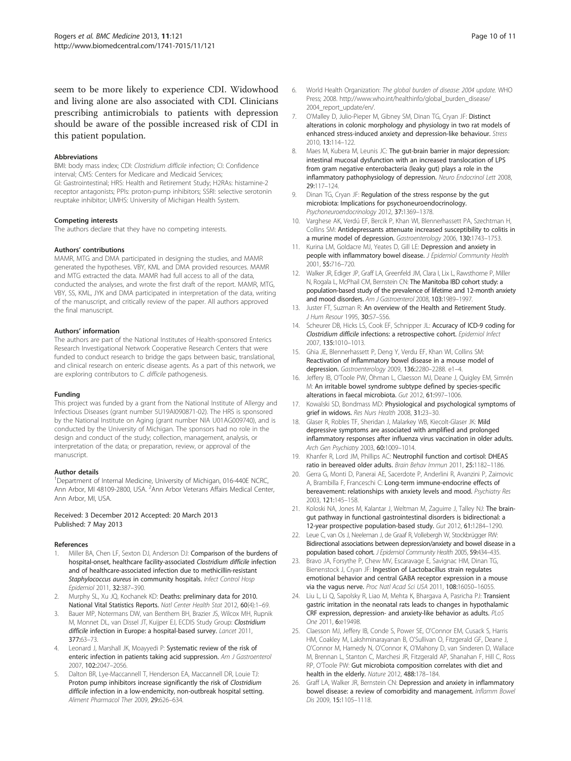seem to be more likely to experience CDI. Widowhood and living alone are also associated with CDI. Clinicians prescribing antimicrobials to patients with depression should be aware of the possible increased risk of CDI in this patient population.

#### Abbreviations

BMI: body mass index; CDI: *Clostridium difficile* infection; CI: Confidence interval; CMS: Centers for Medicare and Medicaid Services; GI: Gastrointestinal; HRS: Health and Retirement Study; H2RAs: histamine-2 receptor antagonists; PPIs: proton-pump inhibitors; SSRI: selective serotonin reuptake inhibitor; UMHS: University of Michigan Health System.

#### Competing interests

The authors declare that they have no competing interests.

#### Authors' contributions

MAMR, MTG and DMA participated in designing the studies, and MAMR generated the hypotheses. VBY, KML and DMA provided resources. MAMR and MTG extracted the data. MAMR had full access to all of the data, conducted the analyses, and wrote the first draft of the report. MAMR, MTG, VBY, SS, KML, JYK and DMA participated in interpretation of the data, writing of the manuscript, and critically review of the paper. All authors approved the final manuscript.

#### Authors' information

The authors are part of the National Institutes of Health-sponsored Enterics Research Investigational Network Cooperative Research Centers that were funded to conduct research to bridge the gaps between basic, translational, and clinical research on enteric disease agents. As a part of this network, we are exploring contributors to *C. difficile* pathogenesis.

#### Funding

This project was funded by a grant from the National Institute of Allergy and Infectious Diseases (grant number 5U19AI090871-02). The HRS is sponsored by the National Institute on Aging (grant number NIA U01AG009740), and is conducted by the University of Michigan. The sponsors had no role in the design and conduct of the study; collection, management, analysis, or interpretation of the data; or preparation, review, or approval of the manuscript.

#### Author details

[1]Department of Internal Medicine, University of Michigan, 016-440E NCRC, Ann Arbor, MI 48109-2800, USA. [2]Ann Arbor Veterans Affairs Medical Center, Ann Arbor, MI, USA.

Received: 3 December 2012 Accepted: 20 March 2013
Published: 7 May 2013

#### References

1. Miller BA, Chen LF, Sexton DJ, Anderson DJ: **Comparison of the burdens of hospital-onset, healthcare facility-associated *Clostridium difficile* infection and of healthcare-associated infection due to methicillin-resistant *Staphylococcus aureus* in community hospitals.** *Infect Control Hosp Epidemiol* 2011, **32**:387–390.
2. Murphy SL, Xu JQ, Kochanek KD: **Deaths: preliminary data for 2010. National Vital Statistics Reports.** *Natl Center Health Stat* 2012, **60**(4):1–69.
3. Bauer MP, Notermans DW, van Benthem BH, Brazier JS, Wilcox MH, Rupnik M, Monnet DL, van Dissel JT, Kuijper EJ, ECDIS Study Group: ***Clostridium difficile* infection in Europe: a hospital-based survey.** *Lancet* 2011, **377**:63–73.
4. Leonard J, Marshall JK, Moayyedi P: **Systematic review of the risk of enteric infection in patients taking acid suppression.** *Am J Gastroenterol* 2007, **102**:2047–2056.
5. Dalton BR, Lye-Maccannell T, Henderson EA, Maccannell DR, Louie TJ: **Proton pump inhibitors increase significantly the risk of *Clostridium difficile* infection in a low-endemicity, non-outbreak hospital setting.** *Aliment Pharmacol Ther* 2009, **29**:626–634.
6. World Health Organization: *The global burden of disease: 2004 update.* WHO Press; 2008. http://www.who.int/healthinfo/global_burden_disease/2004_report_update/en/.
7. O'Malley D, Julio-Pieper M, Gibney SM, Dinan TG, Cryan JF: **Distinct alterations in colonic morphology and physiology in two rat models of enhanced stress-induced anxiety and depression-like behaviour.** *Stress* 2010, **13**:114–122.
8. Maes M, Kubera M, Leunis JC: **The gut-brain barrier in major depression: intestinal mucosal dysfunction with an increased translocation of LPS from gram negative enterobacteria (leaky gut) plays a role in the inflammatory pathophysiology of depression.** *Neuro Endocrinol Lett* 2008, **29**:117–124.
9. Dinan TG, Cryan JF: **Regulation of the stress response by the gut microbiota: Implications for psychoneuroendocrinology.** *Psychoneuroendocrinology* 2012, **37**:1369–1378.
10. Varghese AK, Verdú EF, Bercik P, Khan WI, Blennerhassett PA, Szechtman H, Collins SM: **Antidepressants attenuate increased susceptibility to colitis in a murine model of depression.** *Gastroenterology* 2006, **130**:1743–1753.
11. Kurina LM, Goldacre MJ, Yeates D, Gill LE: **Depression and anxiety in people with inflammatory bowel disease.** *J Epidemiol Community Health* 2001, **55**:716–720.
12. Walker JR, Ediger JP, Graff LA, Greenfeld JM, Clara I, Lix L, Rawsthorne P, Miller N, Rogala L, McPhail CM, Bernstein CN: **The Manitoba IBD cohort study: a population-based study of the prevalence of lifetime and 12-month anxiety and mood disorders.** *Am J Gastroenterol* 2008, **103**:1989–1997.
13. Juster FT, Suzman R: **An overview of the Health and Retirement Study.** *J Hum Resour* 1995, **30**:S7–S56.
14. Scheurer DB, Hicks LS, Cook EF, Schnipper JL: **Accuracy of ICD-9 coding for *Clostridium difficile* infections: a retrospective cohort.** *Epidemiol Infect* 2007, **135**:1010–1013.
15. Ghia JE, Blennerhassett P, Deng Y, Verdu EF, Khan WI, Collins SM: **Reactivation of inflammatory bowel disease in a mouse model of depression.** *Gastroenterology* 2009, **136**:2280–2288. e1–4.
16. Jeffery IB, O'Toole PW, Öhman L, Claesson MJ, Deane J, Quigley EM, Simrén M: **An irritable bowel syndrome subtype defined by species-specific alterations in faecal microbiota.** *Gut* 2012, **61**:997–1006.
17. Kowalski SD, Bondmass MD: **Physiological and psychological symptoms of grief in widows.** *Res Nurs Health* 2008, **31**:23–30.
18. Glaser R, Robles TF, Sheridan J, Malarkey WB, Kiecolt-Glaser JK: **Mild depressive symptoms are associated with amplified and prolonged inflammatory responses after influenza virus vaccination in older adults.** *Arch Gen Psychiatry* 2003, **60**:1009–1014.
19. Khanfer R, Lord JM, Phillips AC: **Neutrophil function and cortisol: DHEAS ratio in bereaved older adults.** *Brain Behav Immun* 2011, **25**:1182–1186.
20. Gerra G, Monti D, Panerai AE, Sacerdote P, Anderlini R, Avanzini P, Zaimovic A, Brambilla F, Franceschi C: **Long-term immune-endocrine effects of bereavement: relationships with anxiety levels and mood.** *Psychiatry Res* 2003, **121**:145–158.
21. Koloski NA, Jones M, Kalantar J, Weltman M, Zaguirre J, Talley NJ: **The brain-gut pathway in functional gastrointestinal disorders is bidirectional: a 12-year prospective population-based study.** *Gut* 2012, **61**:1284–1290.
22. Leue C, van Os J, Neeleman J, de Graaf R, Vollebergh W, Stockbrügger RW: **Bidirectional associations between depression/anxiety and bowel disease in a population based cohort.** *J Epidemiol Community Health* 2005, **59**:434–435.
23. Bravo JA, Forsythe P, Chew MV, Escaravage E, Savignac HM, Dinan TG, Bienenstock J, Cryan JF: **Ingestion of Lactobacillus strain regulates emotional behavior and central GABA receptor expression in a mouse via the vagus nerve.** *Proc Natl Acad Sci USA* 2011, **108**:16050–16055.
24. Liu L, Li Q, Sapolsky R, Liao M, Mehta K, Bhargava A, Pasricha PJ: **Transient gastric irritation in the neonatal rats leads to changes in hypothalamic CRF expression, depression- and anxiety-like behavior as adults.** *PLoS One* 2011, **6**:e19498.
25. Claesson MJ, Jeffery IB, Conde S, Power SE, O'Connor EM, Cusack S, Harris HM, Coakley M, Lakshminarayanan B, O'Sullivan O, Fitzgerald GF, Deane J, O'Connor M, Harnedy N, O'Connor K, O'Mahony D, van Sinderen D, Wallace M, Brennan L, Stanton C, Marchesi JR, Fitzgerald AP, Shanahan F, Hill C, Ross RP, O'Toole PW: **Gut microbiota composition correlates with diet and health in the elderly.** *Nature* 2012, **488**:178–184.
26. Graff LA, Walker JR, Bernstein CN: **Depression and anxiety in inflammatory bowel disease: a review of comorbidity and management.** *Inflamm Bowel Dis* 2009, **15**:1105–1118.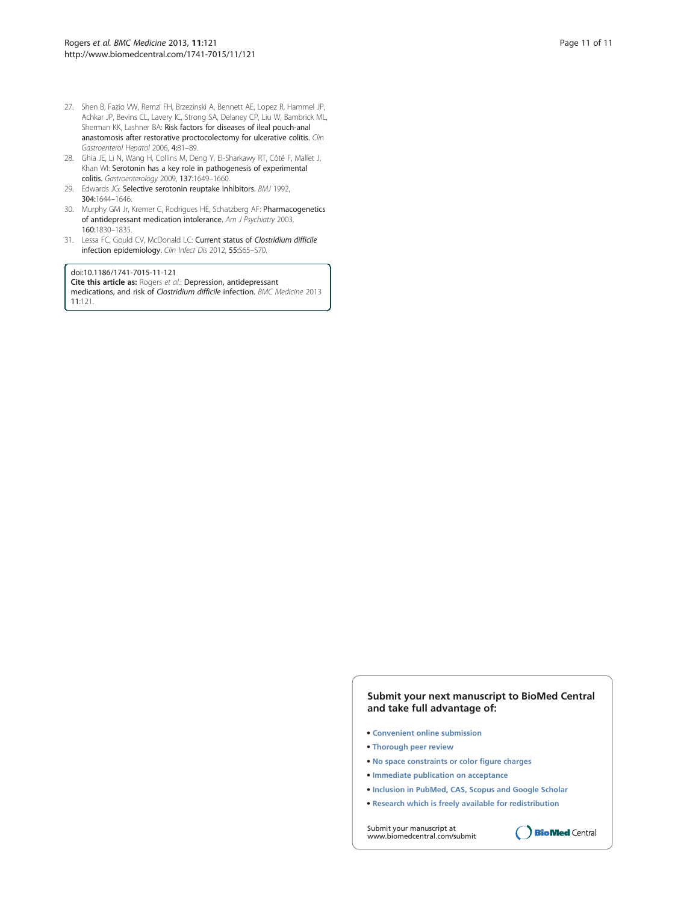27. Shen B, Fazio VW, Remzi FH, Brzezinski A, Bennett AE, Lopez R, Hammel JP, Achkar JP, Bevins CL, Lavery IC, Strong SA, Delaney CP, Liu W, Bambrick ML, Sherman KK, Lashner BA: **Risk factors for diseases of ileal pouch-anal anastomosis after restorative proctocolectomy for ulcerative colitis.** *Clin Gastroenterol Hepatol* 2006, **4:**81–89.
28. Ghia JE, Li N, Wang H, Collins M, Deng Y, El-Sharkawy RT, Côté F, Mallet J, Khan WI: **Serotonin has a key role in pathogenesis of experimental colitis.** *Gastroenterology* 2009, **137:**1649–1660.
29. Edwards JG: **Selective serotonin reuptake inhibitors.** *BMJ* 1992, **304:**1644–1646.
30. Murphy GM Jr, Kremer C, Rodrigues HE, Schatzberg AF: **Pharmacogenetics of antidepressant medication intolerance.** *Am J Psychiatry* 2003, **160:**1830–1835.
31. Lessa FC, Gould CV, McDonald LC: **Current status of *Clostridium difficile* infection epidemiology.** *Clin Infect Dis* 2012, **55:**S65–S70.

doi:10.1186/1741-7015-11-121
**Cite this article as:** Rogers *et al.*: Depression, antidepressant medications, and risk of *Clostridium difficile* infection. *BMC Medicine* 2013 11:121.

**Submit your next manuscript to BioMed Central and take full advantage of:**

- **Convenient online submission**
- **Thorough peer review**
- **No space constraints or color figure charges**
- **Immediate publication on acceptance**
- **Inclusion in PubMed, CAS, Scopus and Google Scholar**
- **Research which is freely available for redistribution**

Submit your manuscript at
www.biomedcentral.com/submit

BioMed Central